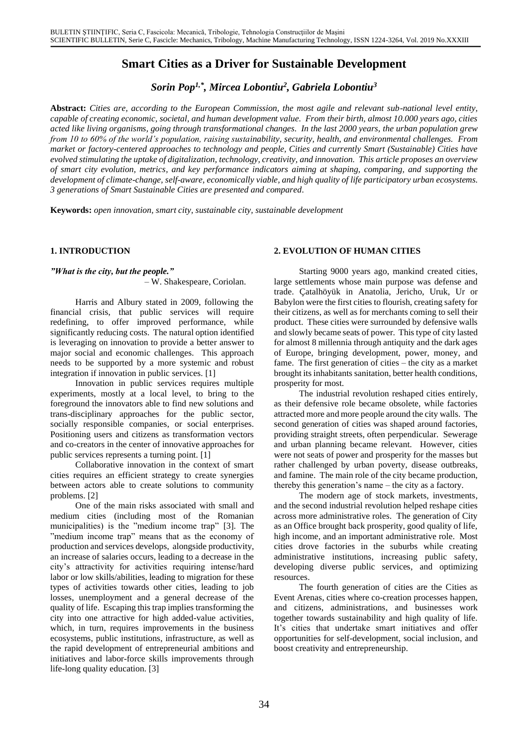# Smart Cities as a Driver for Sustainable Development

***Sorin Pop[1,*], Mircea Lobontiu[2], Gabriela Lobontiu[3]***

**Abstract:** *Cities are, according to the European Commission, the most agile and relevant sub-national level entity, capable of creating economic, societal, and human development value. From their birth, almost 10.000 years ago, cities acted like living organisms, going through transformational changes. In the last 2000 years, the urban population grew from 10 to 60% of the world's population, raising sustainability, security, health, and environmental challenges. From market or factory-centered approaches to technology and people, Cities and currently Smart (Sustainable) Cities have evolved stimulating the uptake of digitalization, technology, creativity, and innovation. This article proposes an overview of smart city evolution, metrics, and key performance indicators aiming at shaping, comparing, and supporting the development of climate-change, self-aware, economically viable, and high quality of life participatory urban ecosystems. 3 generations of Smart Sustainable Cities are presented and compared.*

**Keywords:** *open innovation, smart city, sustainable city, sustainable development*

## 1. INTRODUCTION

***"What is the city, but the people."***

– W. Shakespeare, Coriolan.

Harris and Albury stated in 2009, following the financial crisis, that public services will require redefining, to offer improved performance, while significantly reducing costs. The natural option identified is leveraging on innovation to provide a better answer to major social and economic challenges. This approach needs to be supported by a more systemic and robust integration if innovation in public services. [1]

Innovation in public services requires multiple experiments, mostly at a local level, to bring to the foreground the innovators able to find new solutions and trans-disciplinary approaches for the public sector, socially responsible companies, or social enterprises. Positioning users and citizens as transformation vectors and co-creators in the center of innovative approaches for public services represents a turning point. [1]

Collaborative innovation in the context of smart cities requires an efficient strategy to create synergies between actors able to create solutions to community problems. [2]

One of the main risks associated with small and medium cities (including most of the Romanian municipalities) is the "medium income trap" [3]. The "medium income trap" means that as the economy of production and services develops, alongside productivity, an increase of salaries occurs, leading to a decrease in the city's attractivity for activities requiring intense/hard labor or low skills/abilities, leading to migration for these types of activities towards other cities, leading to job losses, unemployment and a general decrease of the quality of life. Escaping this trap implies transforming the city into one attractive for high added-value activities, which, in turn, requires improvements in the business ecosystems, public institutions, infrastructure, as well as the rapid development of entrepreneurial ambitions and initiatives and labor-force skills improvements through life-long quality education. [3]

## 2. EVOLUTION OF HUMAN CITIES

Starting 9000 years ago, mankind created cities, large settlements whose main purpose was defense and trade. Çatalhöyük in Anatolia, Jericho, Uruk, Ur or Babylon were the first cities to flourish, creating safety for their citizens, as well as for merchants coming to sell their product. These cities were surrounded by defensive walls and slowly became seats of power. This type of city lasted for almost 8 millennia through antiquity and the dark ages of Europe, bringing development, power, money, and fame. The first generation of cities – the city as a market brought its inhabitants sanitation, better health conditions, prosperity for most.

The industrial revolution reshaped cities entirely, as their defensive role became obsolete, while factories attracted more and more people around the city walls. The second generation of cities was shaped around factories, providing straight streets, often perpendicular. Sewerage and urban planning became relevant. However, cities were not seats of power and prosperity for the masses but rather challenged by urban poverty, disease outbreaks, and famine. The main role of the city became production, thereby this generation's name – the city as a factory.

The modern age of stock markets, investments, and the second industrial revolution helped reshape cities across more administrative roles. The generation of City as an Office brought back prosperity, good quality of life, high income, and an important administrative role. Most cities drove factories in the suburbs while creating administrative institutions, increasing public safety, developing diverse public services, and optimizing resources.

The fourth generation of cities are the Cities as Event Arenas, cities where co-creation processes happen, and citizens, administrations, and businesses work together towards sustainability and high quality of life. It's cities that undertake smart initiatives and offer opportunities for self-development, social inclusion, and boost creativity and entrepreneurship.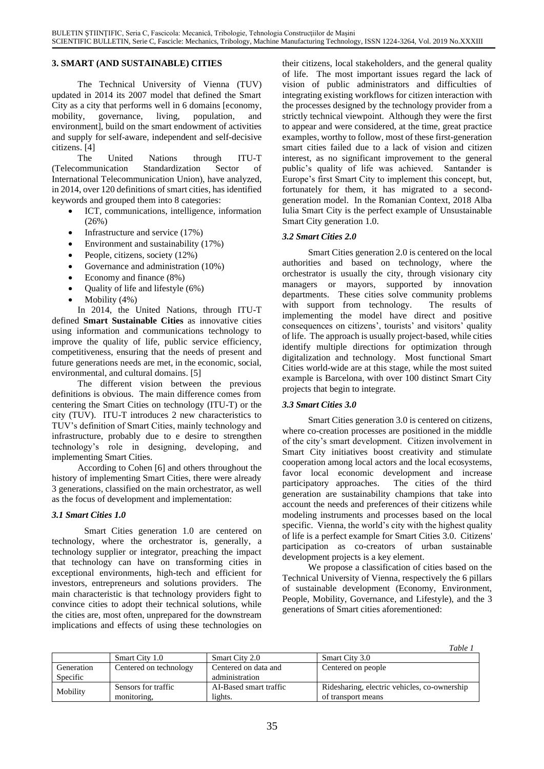## 3. SMART (AND SUSTAINABLE) CITIES

The Technical University of Vienna (TUV) updated in 2014 its 2007 model that defined the Smart City as a city that performs well in 6 domains [economy, mobility, governance, living, population, and environment], build on the smart endowment of activities and supply for self-aware, independent and self-decisive citizens. [4]

The United Nations through ITU-T (Telecommunication Standardization Sector of International Telecommunication Union), have analyzed, in 2014, over 120 definitions of smart cities, has identified keywords and grouped them into 8 categories:

- ICT, communications, intelligence, information (26%)
- Infrastructure and service (17%)
- Environment and sustainability (17%)
- People, citizens, society (12%)
- Governance and administration (10%)
- Economy and finance (8%)
- Quality of life and lifestyle (6%)
- Mobility (4%)

In 2014, the United Nations, through ITU-T defined **Smart Sustainable Cities** as innovative cities using information and communications technology to improve the quality of life, public service efficiency, competitiveness, ensuring that the needs of present and future generations needs are met, in the economic, social, environmental, and cultural domains. [5]

The different vision between the previous definitions is obvious. The main difference comes from centering the Smart Cities on technology (ITU-T) or the city (TUV). ITU-T introduces 2 new characteristics to TUV's definition of Smart Cities, mainly technology and infrastructure, probably due to e desire to strengthen technology's role in designing, developing, and implementing Smart Cities.

According to Cohen [6] and others throughout the history of implementing Smart Cities, there were already 3 generations, classified on the main orchestrator, as well as the focus of development and implementation:

### *3.1 Smart Cities 1.0*

Smart Cities generation 1.0 are centered on technology, where the orchestrator is, generally, a technology supplier or integrator, preaching the impact that technology can have on transforming cities in exceptional environments, high-tech and efficient for investors, entrepreneurs and solutions providers. The main characteristic is that technology providers fight to convince cities to adopt their technical solutions, while the cities are, most often, unprepared for the downstream implications and effects of using these technologies on their citizens, local stakeholders, and the general quality of life. The most important issues regard the lack of vision of public administrators and difficulties of integrating existing workflows for citizen interaction with the processes designed by the technology provider from a strictly technical viewpoint. Although they were the first to appear and were considered, at the time, great practice examples, worthy to follow, most of these first-generation smart cities failed due to a lack of vision and citizen interest, as no significant improvement to the general public's quality of life was achieved. Santander is Europe's first Smart City to implement this concept, but, fortunately for them, it has migrated to a second-generation model. In the Romanian Context, 2018 Alba Iulia Smart City is the perfect example of Unsustainable Smart City generation 1.0.

### *3.2 Smart Cities 2.0*

Smart Cities generation 2.0 is centered on the local authorities and based on technology, where the orchestrator is usually the city, through visionary city managers or mayors, supported by innovation departments. These cities solve community problems with support from technology. The results of implementing the model have direct and positive consequences on citizens', tourists' and visitors' quality of life. The approach is usually project-based, while cities identify multiple directions for optimization through digitalization and technology. Most functional Smart Cities world-wide are at this stage, while the most suited example is Barcelona, with over 100 distinct Smart City projects that begin to integrate.

### *3.3 Smart Cities 3.0*

Smart Cities generation 3.0 is centered on citizens, where co-creation processes are positioned in the middle of the city's smart development. Citizen involvement in Smart City initiatives boost creativity and stimulate cooperation among local actors and the local ecosystems, favor local economic development and increase participatory approaches. The cities of the third generation are sustainability champions that take into account the needs and preferences of their citizens while modeling instruments and processes based on the local specific. Vienna, the world's city with the highest quality of life is a perfect example for Smart Cities 3.0. Citizens' participation as co-creators of urban sustainable development projects is a key element.

We propose a classification of cities based on the Technical University of Vienna, respectively the 6 pillars of sustainable development (Economy, Environment, People, Mobility, Governance, and Lifestyle), and the 3 generations of Smart cities aforementioned:

*Table 1*

| | Smart City 1.0 | Smart City 2.0 | Smart City 3.0 |
|---|---|---|---|
| Generation Specific | Centered on technology | Centered on data and administration | Centered on people |
| Mobility | Sensors for traffic monitoring, | AI-Based smart traffic lights. | Ridesharing, electric vehicles, co-ownership of transport means |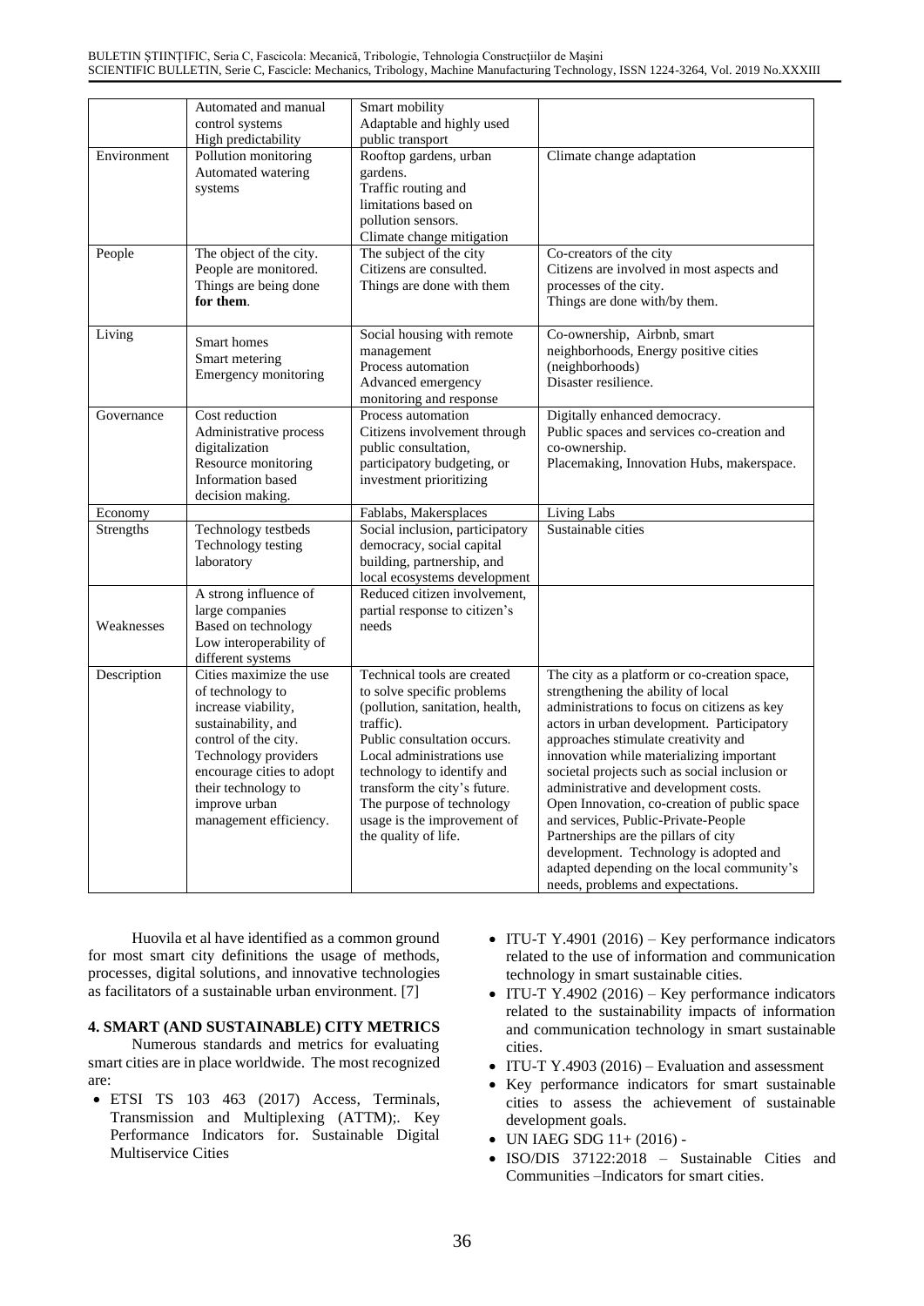|  | Automated and manual control systems<br>High predictability | Smart mobility<br>Adaptable and highly used public transport |  |
|---|---|---|---|
| Environment | Pollution monitoring<br>Automated watering systems | Rooftop gardens, urban gardens.<br>Traffic routing and limitations based on pollution sensors.<br>Climate change mitigation | Climate change adaptation |
| People | The object of the city.<br>People are monitored.<br>Things are being done **for them**. | The subject of the city<br>Citizens are consulted.<br>Things are done with them | Co-creators of the city<br>Citizens are involved in most aspects and processes of the city.<br>Things are done with/by them. |
| Living | Smart homes<br>Smart metering<br>Emergency monitoring | Social housing with remote management<br>Process automation<br>Advanced emergency monitoring and response | Co-ownership, Airbnb, smart neighborhoods, Energy positive cities (neighborhoods)<br>Disaster resilience. |
| Governance | Cost reduction<br>Administrative process digitalization<br>Resource monitoring<br>Information based decision making. | Process automation<br>Citizens involvement through public consultation, participatory budgeting, or investment prioritizing | Digitally enhanced democracy.<br>Public spaces and services co-creation and co-ownership.<br>Placemaking, Innovation Hubs, makerspace. |
| Economy |  | Fablabs, Makersplaces | Living Labs |
| Strengths | Technology testbeds<br>Technology testing laboratory | Social inclusion, participatory democracy, social capital building, partnership, and local ecosystems development | Sustainable cities |
| Weaknesses | A strong influence of large companies<br>Based on technology<br>Low interoperability of different systems | Reduced citizen involvement, partial response to citizen's needs |  |
| Description | Cities maximize the use of technology to increase viability, sustainability, and control of the city. Technology providers encourage cities to adopt their technology to improve urban management efficiency. | Technical tools are created to solve specific problems (pollution, sanitation, health, traffic).<br>Public consultation occurs. Local administrations use technology to identify and transform the city's future. The purpose of technology usage is the improvement of the quality of life. | The city as a platform or co-creation space, strengthening the ability of local administrations to focus on citizens as key actors in urban development. Participatory approaches stimulate creativity and innovation while materializing important societal projects such as social inclusion or administrative and development costs. Open Innovation, co-creation of public space and services, Public-Private-People Partnerships are the pillars of city development. Technology is adopted and adapted depending on the local community's needs, problems and expectations. |

Huovila et al have identified as a common ground for most smart city definitions the usage of methods, processes, digital solutions, and innovative technologies as facilitators of a sustainable urban environment. [7]

## 4. SMART (AND SUSTAINABLE) CITY METRICS

Numerous standards and metrics for evaluating smart cities are in place worldwide. The most recognized are:

- ETSI TS 103 463 (2017) Access, Terminals, Transmission and Multiplexing (ATTM);. Key Performance Indicators for. Sustainable Digital Multiservice Cities
- ITU-T Y.4901 (2016) – Key performance indicators related to the use of information and communication technology in smart sustainable cities.
- ITU-T Y.4902 (2016) – Key performance indicators related to the sustainability impacts of information and communication technology in smart sustainable cities.
- ITU-T Y.4903 (2016) – Evaluation and assessment
- Key performance indicators for smart sustainable cities to assess the achievement of sustainable development goals.
- UN IAEG SDG 11+ (2016) -
- ISO/DIS 37122:2018 – Sustainable Cities and Communities –Indicators for smart cities.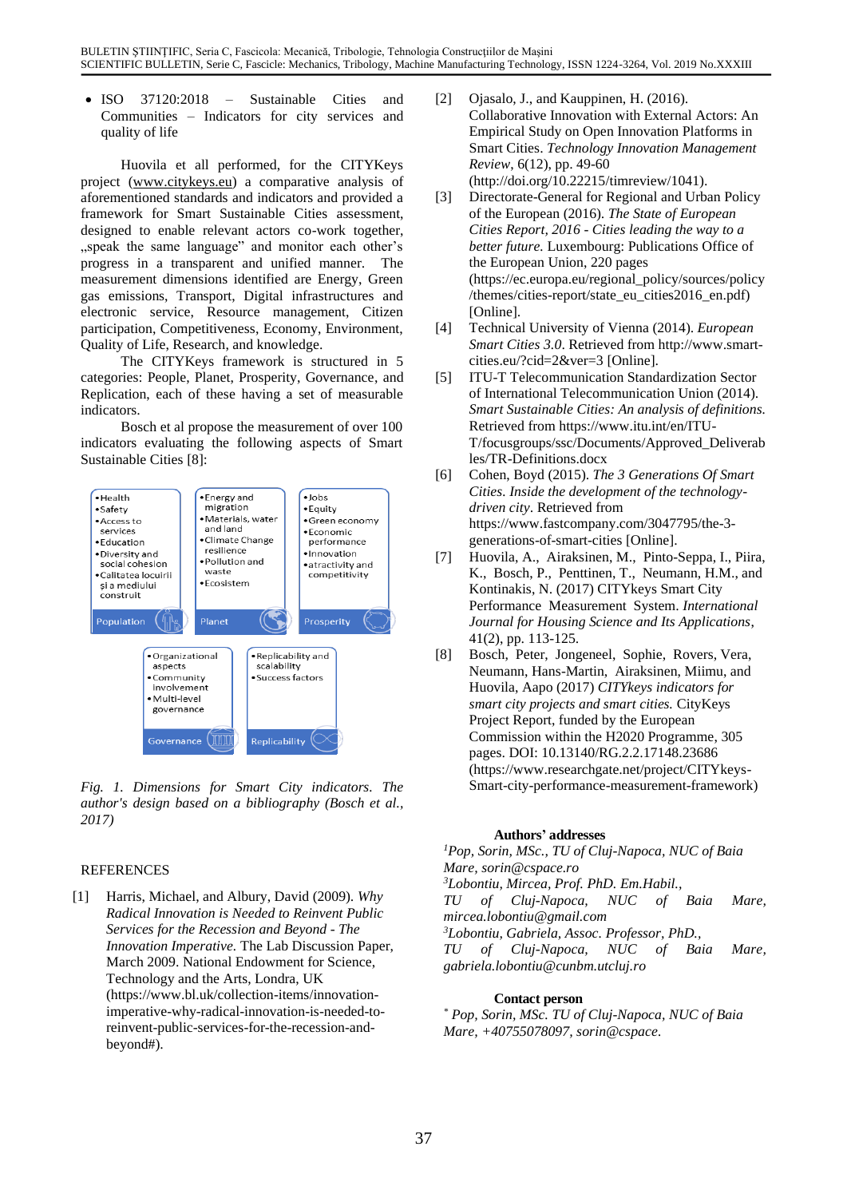- ISO 37120:2018 – Sustainable Cities and Communities – Indicators for city services and quality of life

Huovila et all performed, for the CITYKeys project (www.citykeys.eu) a comparative analysis of aforementioned standards and indicators and provided a framework for Smart Sustainable Cities assessment, designed to enable relevant actors co-work together, „speak the same language" and monitor each other's progress in a transparent and unified manner. The measurement dimensions identified are Energy, Green gas emissions, Transport, Digital infrastructures and electronic service, Resource management, Citizen participation, Competitiveness, Economy, Environment, Quality of Life, Research, and knowledge.

The CITYKeys framework is structured in 5 categories: People, Planet, Prosperity, Governance, and Replication, each of these having a set of measurable indicators.

Bosch et al propose the measurement of over 100 indicators evaluating the following aspects of Smart Sustainable Cities [8]:

•Health
•Safety
•Access to services
•Education
•Diversity and social cohesion
•Calitatea locuirii și a mediului construit
Population

•Energy and migration
•Materials, water and land
•Climate Change resillence
•Pollution and waste
•Ecosistem
Planet

•Jobs
•Equity
•Green economy
•Economic performance
•Innovation
•atractivity and competitivity
Prosperity

•Organizational aspects
•Community involvement
•Multi-level governance
Governance

•Replicability and scalability
•Success factors
Replicability

*Fig. 1. Dimensions for Smart City indicators. The author's design based on a bibliography (Bosch et al., 2017)*

## REFERENCES

[1] Harris, Michael, and Albury, David (2009). *Why Radical Innovation is Needed to Reinvent Public Services for the Recession and Beyond - The Innovation Imperative.* The Lab Discussion Paper, March 2009. National Endowment for Science, Technology and the Arts, Londra, UK (https://www.bl.uk/collection-items/innovation-imperative-why-radical-innovation-is-needed-to-reinvent-public-services-for-the-recession-and-beyond#).

[2] Ojasalo, J., and Kauppinen, H. (2016). Collaborative Innovation with External Actors: An Empirical Study on Open Innovation Platforms in Smart Cities. *Technology Innovation Management Review*, 6(12), pp. 49-60 (http://doi.org/10.22215/timreview/1041).

[3] Directorate-General for Regional and Urban Policy of the European (2016). *The State of European Cities Report, 2016 - Cities leading the way to a better future.* Luxembourg: Publications Office of the European Union, 220 pages (https://ec.europa.eu/regional_policy/sources/policy/themes/cities-report/state_eu_cities2016_en.pdf) [Online].

[4] Technical University of Vienna (2014). *European Smart Cities 3.0*. Retrieved from http://www.smart-cities.eu/?cid=2&ver=3 [Online].

[5] ITU-T Telecommunication Standardization Sector of International Telecommunication Union (2014). *Smart Sustainable Cities: An analysis of definitions.* Retrieved from https://www.itu.int/en/ITU-T/focusgroups/ssc/Documents/Approved_Deliverables/TR-Definitions.docx

[6] Cohen, Boyd (2015). *The 3 Generations Of Smart Cities. Inside the development of the technology-driven city*. Retrieved from https://www.fastcompany.com/3047795/the-3-generations-of-smart-cities [Online].

[7] Huovila, A., Airaksinen, M., Pinto-Seppa, I., Piira, K., Bosch, P., Penttinen, T., Neumann, H.M., and Kontinakis, N. (2017) CITYkeys Smart City Performance Measurement System. *International Journal for Housing Science and Its Applications*, 41(2), pp. 113-125.

[8] Bosch, Peter, Jongeneel, Sophie, Rovers, Vera, Neumann, Hans-Martin, Airaksinen, Miimu, and Huovila, Aapo (2017) *CITYkeys indicators for smart city projects and smart cities.* CityKeys Project Report, funded by the European Commission within the H2020 Programme, 305 pages. DOI: 10.13140/RG.2.2.17148.23686 (https://www.researchgate.net/project/CITYkeys-Smart-city-performance-measurement-framework)

**Authors' addresses**

[1]*Pop, Sorin, MSc., TU of Cluj-Napoca, NUC of Baia Mare, sorin@cspace.ro*
[3]*Lobontiu, Mircea, Prof. PhD. Em.Habil., TU of Cluj-Napoca, NUC of Baia Mare, mircea.lobontiu@gmail.com*
[3]*Lobontiu, Gabriela, Assoc. Professor, PhD., TU of Cluj-Napoca, NUC of Baia Mare, gabriela.lobontiu@cunbm.utcluj.ro*

**Contact person**

[*] *Pop, Sorin, MSc. TU of Cluj-Napoca, NUC of Baia Mare, +40755078097, sorin@cspace.*